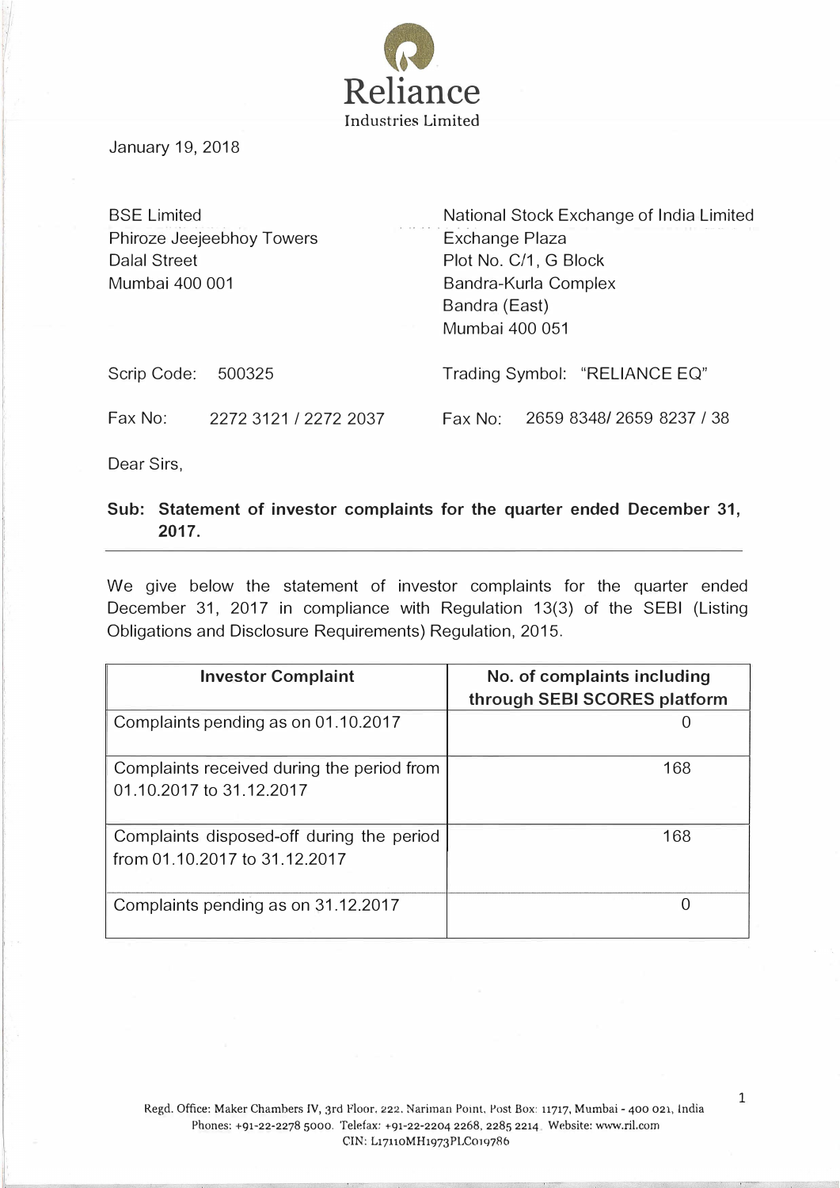# Reliance
Industries Limited

January 19, 2018

BSE Limited
Phiroze Jeejeebhoy Towers
Dalal Street
Mumbai 400 001

Scrip Code: 500325

Fax No: 2272 3121 / 2272 2037

National Stock Exchange of India Limited
Exchange Plaza
Plot No. C/1, G Block
Bandra-Kurla Complex
Bandra (East)
Mumbai 400 051

Trading Symbol: "RELIANCE EQ"

Fax No: 2659 8348/ 2659 8237 / 38

Dear Sirs,

**Sub: Statement of investor complaints for the quarter ended December 31, 2017.**

We give below the statement of investor complaints for the quarter ended December 31, 2017 in compliance with Regulation 13(3) of the SEBI (Listing Obligations and Disclosure Requirements) Regulation, 2015.

| Investor Complaint | No. of complaints including through SEBI SCORES platform |
|---|---|
| Complaints pending as on 01.10.2017 | 0 |
| Complaints received during the period from 01.10.2017 to 31.12.2017 | 168 |
| Complaints disposed-off during the period from 01.10.2017 to 31.12.2017 | 168 |
| Complaints pending as on 31.12.2017 | 0 |

Regd. Office: Maker Chambers IV, 3rd Floor, 222, Nariman Point, Post Box: 11717, Mumbai - 400 021, India
Phones: +91-22-2278 5000. Telefax: +91-22-2204 2268, 2285 2214. Website: www.ril.com
CIN: L17110MH1973PLC019786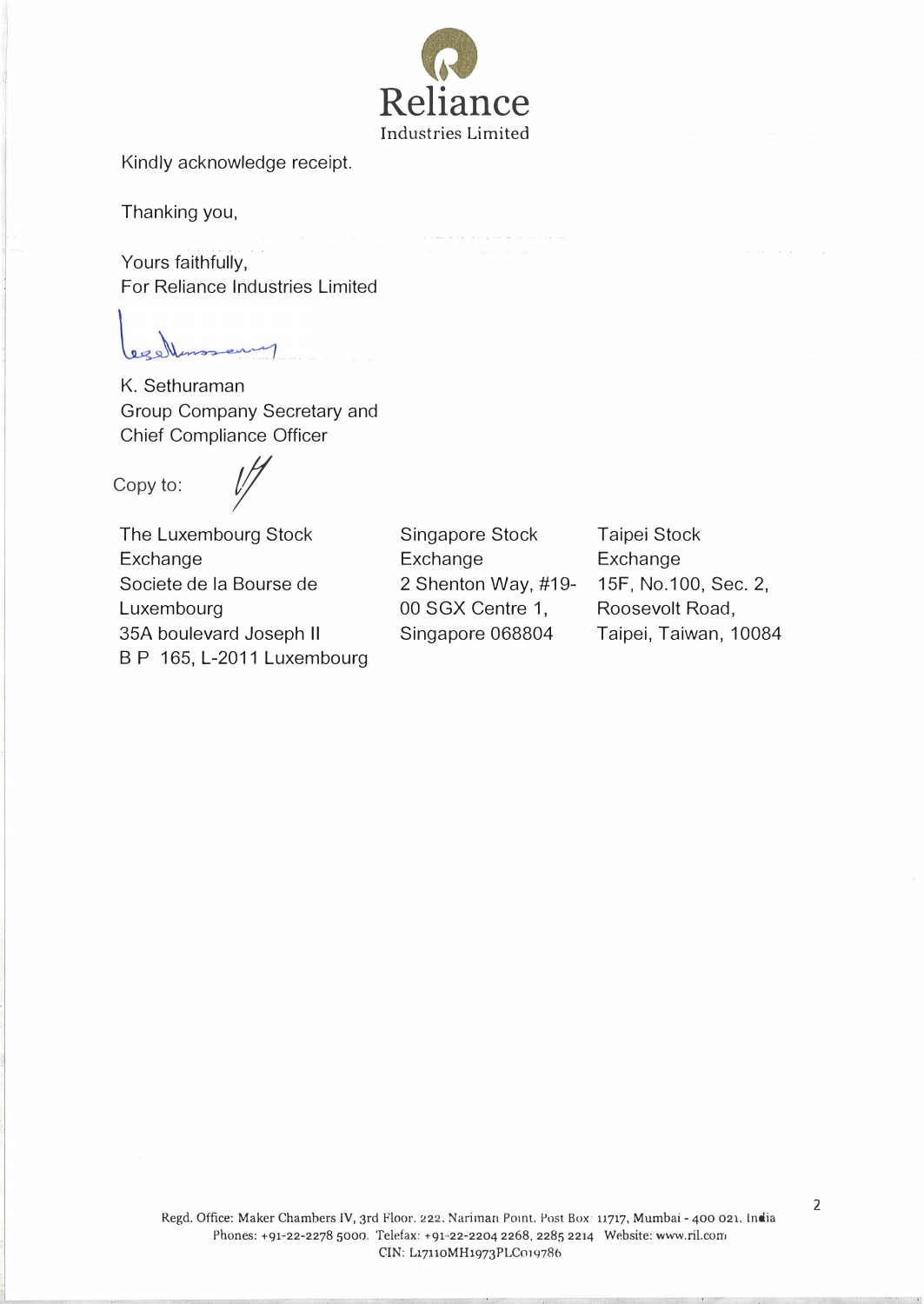Kindly acknowledge receipt.

Thanking you,

Yours faithfully,
For Reliance Industries Limited

K. Sethuraman
Group Company Secretary and
Chief Compliance Officer

Copy to:

The Luxembourg Stock Exchange
Societe de la Bourse de Luxembourg
35A boulevard Joseph II
B P 165, L-2011 Luxembourg

Singapore Stock Exchange
2 Shenton Way, #19-00 SGX Centre 1,
Singapore 068804

Taipei Stock Exchange
15F, No.100, Sec. 2,
Roosevolt Road,
Taipei, Taiwan, 10084

Regd. Office: Maker Chambers IV, 3rd Floor, 222, Nariman Point, Post Box 11717, Mumbai - 400 021, India
Phones: +91-22-2278 5000. Telefax: +91-22-2204 2268, 2285 2214 Website: www.ril.com
CIN: L17110MH1973PLC019786